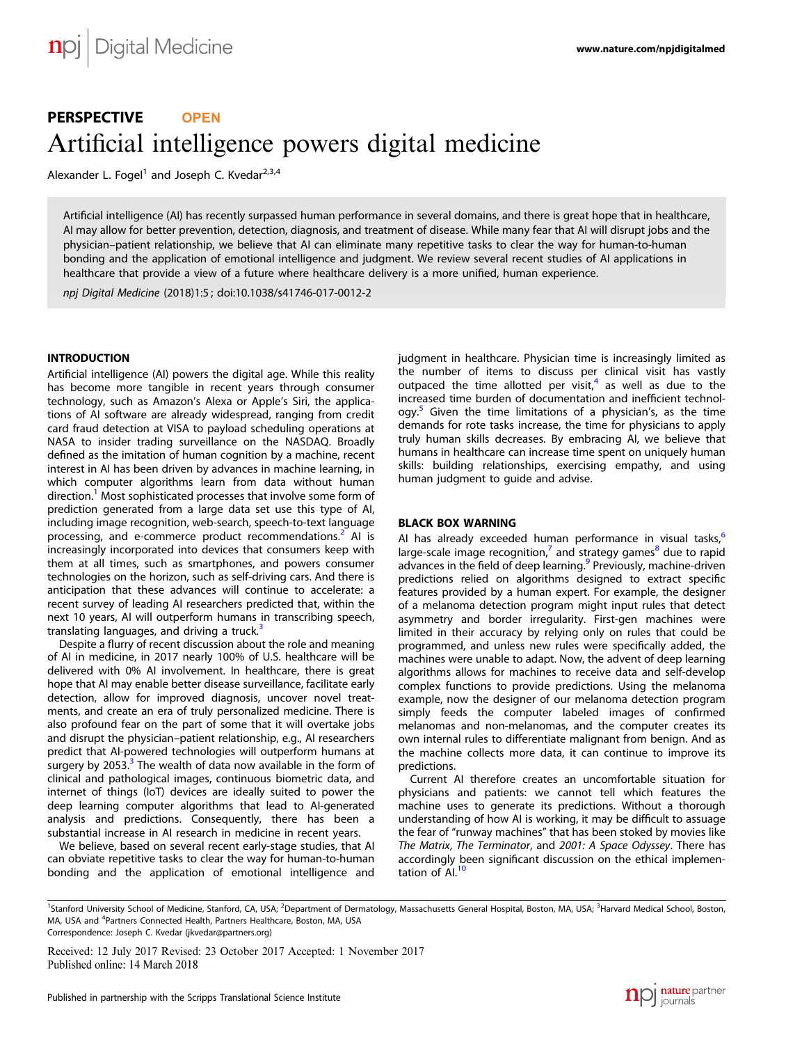PERSPECTIVE OPEN

# Artificial intelligence powers digital medicine

Alexander L. Fogel[1] and Joseph C. Kvedar[2,3,4]

Artificial intelligence (AI) has recently surpassed human performance in several domains, and there is great hope that in healthcare, AI may allow for better prevention, detection, diagnosis, and treatment of disease. While many fear that AI will disrupt jobs and the physician–patient relationship, we believe that AI can eliminate many repetitive tasks to clear the way for human-to-human bonding and the application of emotional intelligence and judgment. We review several recent studies of AI applications in healthcare that provide a view of a future where healthcare delivery is a more unified, human experience.

*npj Digital Medicine* (2018)1:5 ; doi:10.1038/s41746-017-0012-2

## INTRODUCTION

Artificial intelligence (AI) powers the digital age. While this reality has become more tangible in recent years through consumer technology, such as Amazon's Alexa or Apple's Siri, the applications of AI software are already widespread, ranging from credit card fraud detection at VISA to payload scheduling operations at NASA to insider trading surveillance on the NASDAQ. Broadly defined as the imitation of human cognition by a machine, recent interest in AI has been driven by advances in machine learning, in which computer algorithms learn from data without human direction.[1] Most sophisticated processes that involve some form of prediction generated from a large data set use this type of AI, including image recognition, web-search, speech-to-text language processing, and e-commerce product recommendations.[2] AI is increasingly incorporated into devices that consumers keep with them at all times, such as smartphones, and powers consumer technologies on the horizon, such as self-driving cars. And there is anticipation that these advances will continue to accelerate: a recent survey of leading AI researchers predicted that, within the next 10 years, AI will outperform humans in transcribing speech, translating languages, and driving a truck.[3]

Despite a flurry of recent discussion about the role and meaning of AI in medicine, in 2017 nearly 100% of U.S. healthcare will be delivered with 0% AI involvement. In healthcare, there is great hope that AI may enable better disease surveillance, facilitate early detection, allow for improved diagnosis, uncover novel treatments, and create an era of truly personalized medicine. There is also profound fear on the part of some that it will overtake jobs and disrupt the physician–patient relationship, e.g., AI researchers predict that AI-powered technologies will outperform humans at surgery by 2053.[3] The wealth of data now available in the form of clinical and pathological images, continuous biometric data, and internet of things (IoT) devices are ideally suited to power the deep learning computer algorithms that lead to AI-generated analysis and predictions. Consequently, there has been a substantial increase in AI research in medicine in recent years.

We believe, based on several recent early-stage studies, that AI can obviate repetitive tasks to clear the way for human-to-human bonding and the application of emotional intelligence and judgment in healthcare. Physician time is increasingly limited as the number of items to discuss per clinical visit has vastly outpaced the time allotted per visit,[4] as well as due to the increased time burden of documentation and inefficient technology.[5] Given the time limitations of a physician's, as the time demands for rote tasks increase, the time for physicians to apply truly human skills decreases. By embracing AI, we believe that humans in healthcare can increase time spent on uniquely human skills: building relationships, exercising empathy, and using human judgment to guide and advise.

## BLACK BOX WARNING

AI has already exceeded human performance in visual tasks,[6] large-scale image recognition,[7] and strategy games[8] due to rapid advances in the field of deep learning.[9] Previously, machine-driven predictions relied on algorithms designed to extract specific features provided by a human expert. For example, the designer of a melanoma detection program might input rules that detect asymmetry and border irregularity. First-gen machines were limited in their accuracy by relying only on rules that could be programmed, and unless new rules were specifically added, the machines were unable to adapt. Now, the advent of deep learning algorithms allows for machines to receive data and self-develop complex functions to provide predictions. Using the melanoma example, now the designer of our melanoma detection program simply feeds the computer labeled images of confirmed melanomas and non-melanomas, and the computer creates its own internal rules to differentiate malignant from benign. And as the machine collects more data, it can continue to improve its predictions.

Current AI therefore creates an uncomfortable situation for physicians and patients: we cannot tell which features the machine uses to generate its predictions. Without a thorough understanding of how AI is working, it may be difficult to assuage the fear of "runway machines" that has been stoked by movies like *The Matrix*, *The Terminator*, and *2001: A Space Odyssey*. There has accordingly been significant discussion on the ethical implementation of AI.[10]

[1]Stanford University School of Medicine, Stanford, CA, USA; [2]Department of Dermatology, Massachusetts General Hospital, Boston, MA, USA; [3]Harvard Medical School, Boston, MA, USA and [4]Partners Connected Health, Partners Healthcare, Boston, MA, USA
Correspondence: Joseph C. Kvedar (jkvedar@partners.org)

Received: 12 July 2017 Revised: 23 October 2017 Accepted: 1 November 2017
Published online: 14 March 2018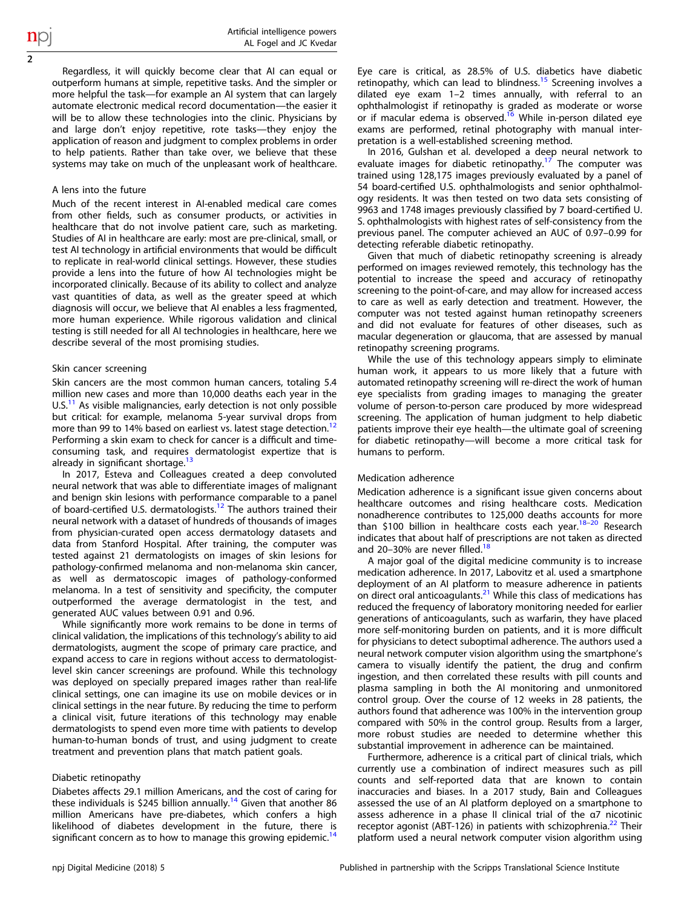Regardless, it will quickly become clear that AI can equal or outperform humans at simple, repetitive tasks. And the simpler or more helpful the task—for example an AI system that can largely automate electronic medical record documentation—the easier it will be to allow these technologies into the clinic. Physicians by and large don't enjoy repetitive, rote tasks—they enjoy the application of reason and judgment to complex problems in order to help patients. Rather than take over, we believe that these systems may take on much of the unpleasant work of healthcare.

## A lens into the future

Much of the recent interest in AI-enabled medical care comes from other fields, such as consumer products, or activities in healthcare that do not involve patient care, such as marketing. Studies of AI in healthcare are early: most are pre-clinical, small, or test AI technology in artificial environments that would be difficult to replicate in real-world clinical settings. However, these studies provide a lens into the future of how AI technologies might be incorporated clinically. Because of its ability to collect and analyze vast quantities of data, as well as the greater speed at which diagnosis will occur, we believe that AI enables a less fragmented, more human experience. While rigorous validation and clinical testing is still needed for all AI technologies in healthcare, here we describe several of the most promising studies.

### Skin cancer screening

Skin cancers are the most common human cancers, totaling 5.4 million new cases and more than 10,000 deaths each year in the U.S.[11] As visible malignancies, early detection is not only possible but critical: for example, melanoma 5-year survival drops from more than 99 to 14% based on earliest vs. latest stage detection.[12] Performing a skin exam to check for cancer is a difficult and time-consuming task, and requires dermatologist expertize that is already in significant shortage.[13]

In 2017, Esteva and Colleagues created a deep convoluted neural network that was able to differentiate images of malignant and benign skin lesions with performance comparable to a panel of board-certified U.S. dermatologists.[12] The authors trained their neural network with a dataset of hundreds of thousands of images from physician-curated open access dermatology datasets and data from Stanford Hospital. After training, the computer was tested against 21 dermatologists on images of skin lesions for pathology-confirmed melanoma and non-melanoma skin cancer, as well as dermatoscopic images of pathology-conformed melanoma. In a test of sensitivity and specificity, the computer outperformed the average dermatologist in the test, and generated AUC values between 0.91 and 0.96.

While significantly more work remains to be done in terms of clinical validation, the implications of this technology's ability to aid dermatologists, augment the scope of primary care practice, and expand access to care in regions without access to dermatologist-level skin cancer screenings are profound. While this technology was deployed on specially prepared images rather than real-life clinical settings, one can imagine its use on mobile devices or in clinical settings in the near future. By reducing the time to perform a clinical visit, future iterations of this technology may enable dermatologists to spend even more time with patients to develop human-to-human bonds of trust, and using judgment to create treatment and prevention plans that match patient goals.

### Diabetic retinopathy

Diabetes affects 29.1 million Americans, and the cost of caring for these individuals is $245 billion annually.[14] Given that another 86 million Americans have pre-diabetes, which confers a high likelihood of diabetes development in the future, there is significant concern as to how to manage this growing epidemic.[14] Eye care is critical, as 28.5% of U.S. diabetics have diabetic retinopathy, which can lead to blindness.[15] Screening involves a dilated eye exam 1–2 times annually, with referral to an ophthalmologist if retinopathy is graded as moderate or worse or if macular edema is observed.[16] While in-person dilated eye exams are performed, retinal photography with manual interpretation is a well-established screening method.

In 2016, Gulshan et al. developed a deep neural network to evaluate images for diabetic retinopathy.[17] The computer was trained using 128,175 images previously evaluated by a panel of 54 board-certified U.S. ophthalmologists and senior ophthalmology residents. It was then tested on two data sets consisting of 9963 and 1748 images previously classified by 7 board-certified U. S. ophthalmologists with highest rates of self-consistency from the previous panel. The computer achieved an AUC of 0.97–0.99 for detecting referable diabetic retinopathy.

Given that much of diabetic retinopathy screening is already performed on images reviewed remotely, this technology has the potential to increase the speed and accuracy of retinopathy screening to the point-of-care, and may allow for increased access to care as well as early detection and treatment. However, the computer was not tested against human retinopathy screeners and did not evaluate for features of other diseases, such as macular degeneration or glaucoma, that are assessed by manual retinopathy screening programs.

While the use of this technology appears simply to eliminate human work, it appears to us more likely that a future with automated retinopathy screening will re-direct the work of human eye specialists from grading images to managing the greater volume of person-to-person care produced by more widespread screening. The application of human judgment to help diabetic patients improve their eye health—the ultimate goal of screening for diabetic retinopathy—will become a more critical task for humans to perform.

### Medication adherence

Medication adherence is a significant issue given concerns about healthcare outcomes and rising healthcare costs. Medication nonadherence contributes to 125,000 deaths accounts for more than $100 billion in healthcare costs each year.[18–20] Research indicates that about half of prescriptions are not taken as directed and 20–30% are never filled.[18]

A major goal of the digital medicine community is to increase medication adherence. In 2017, Labovitz et al. used a smartphone deployment of an AI platform to measure adherence in patients on direct oral anticoagulants.[21] While this class of medications has reduced the frequency of laboratory monitoring needed for earlier generations of anticoagulants, such as warfarin, they have placed more self-monitoring burden on patients, and it is more difficult for physicians to detect suboptimal adherence. The authors used a neural network computer vision algorithm using the smartphone's camera to visually identify the patient, the drug and confirm ingestion, and then correlated these results with pill counts and plasma sampling in both the AI monitoring and unmonitored control group. Over the course of 12 weeks in 28 patients, the authors found that adherence was 100% in the intervention group compared with 50% in the control group. Results from a larger, more robust studies are needed to determine whether this substantial improvement in adherence can be maintained.

Furthermore, adherence is a critical part of clinical trials, which currently use a combination of indirect measures such as pill counts and self-reported data that are known to contain inaccuracies and biases. In a 2017 study, Bain and Colleagues assessed the use of an AI platform deployed on a smartphone to assess adherence in a phase II clinical trial of the α7 nicotinic receptor agonist (ABT-126) in patients with schizophrenia.[22] Their platform used a neural network computer vision algorithm using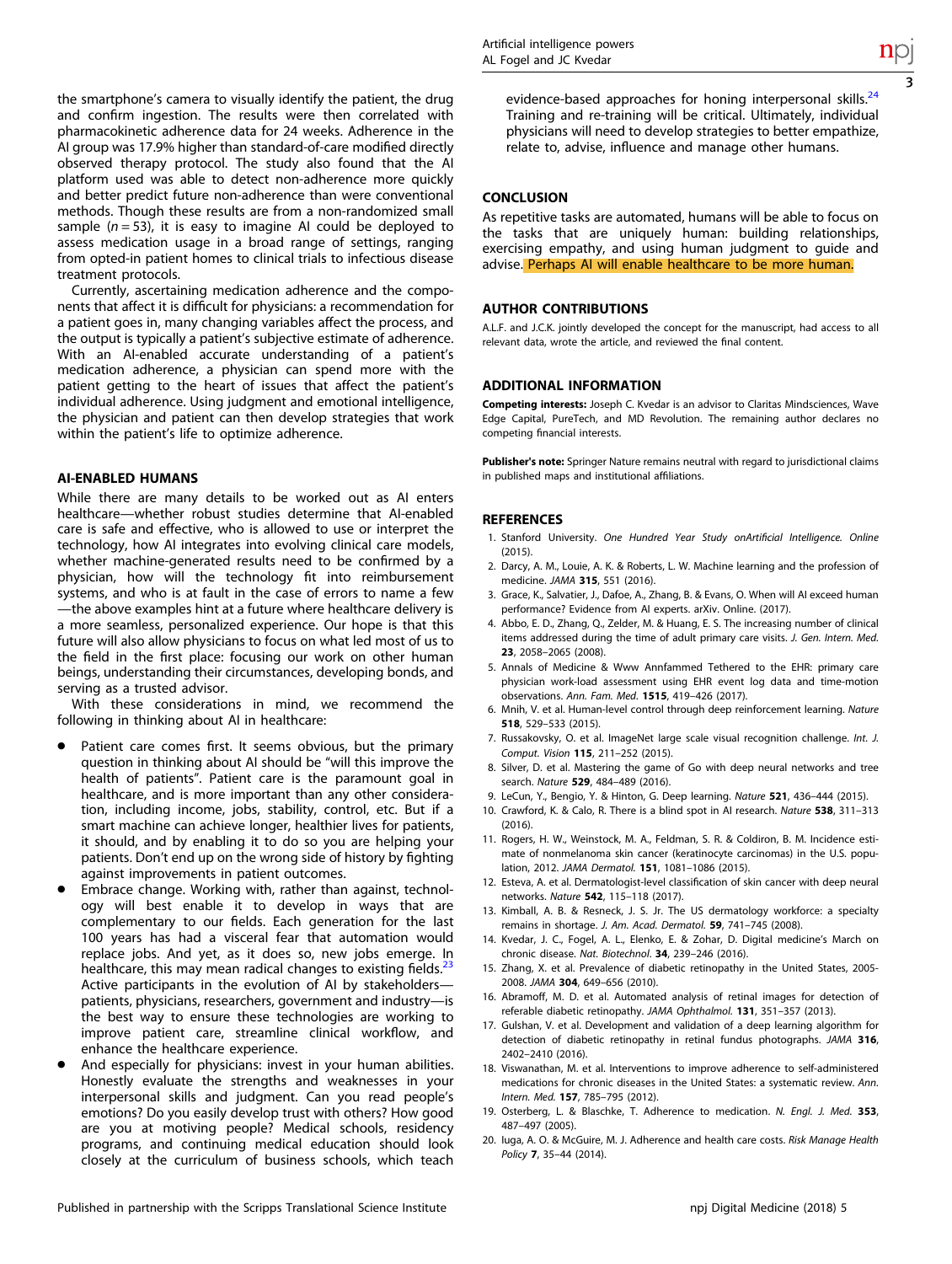the smartphone's camera to visually identify the patient, the drug and confirm ingestion. The results were then correlated with pharmacokinetic adherence data for 24 weeks. Adherence in the AI group was 17.9% higher than standard-of-care modified directly observed therapy protocol. The study also found that the AI platform used was able to detect non-adherence more quickly and better predict future non-adherence than were conventional methods. Though these results are from a non-randomized small sample ($n = 53$), it is easy to imagine AI could be deployed to assess medication usage in a broad range of settings, ranging from opted-in patient homes to clinical trials to infectious disease treatment protocols.

Currently, ascertaining medication adherence and the components that affect it is difficult for physicians: a recommendation for a patient goes in, many changing variables affect the process, and the output is typically a patient's subjective estimate of adherence. With an AI-enabled accurate understanding of a patient's medication adherence, a physician can spend more with the patient getting to the heart of issues that affect the patient's individual adherence. Using judgment and emotional intelligence, the physician and patient can then develop strategies that work within the patient's life to optimize adherence.

## AI-ENABLED HUMANS

While there are many details to be worked out as AI enters healthcare—whether robust studies determine that AI-enabled care is safe and effective, who is allowed to use or interpret the technology, how AI integrates into evolving clinical care models, whether machine-generated results need to be confirmed by a physician, how will the technology fit into reimbursement systems, and who is at fault in the case of errors to name a few—the above examples hint at a future where healthcare delivery is a more seamless, personalized experience. Our hope is that this future will also allow physicians to focus on what led most of us to the field in the first place: focusing our work on other human beings, understanding their circumstances, developing bonds, and serving as a trusted advisor.

With these considerations in mind, we recommend the following in thinking about AI in healthcare:

- Patient care comes first. It seems obvious, but the primary question in thinking about AI should be "will this improve the health of patients". Patient care is the paramount goal in healthcare, and is more important than any other consideration, including income, jobs, stability, control, etc. But if a smart machine can achieve longer, healthier lives for patients, it should, and by enabling it to do so you are helping your patients. Don't end up on the wrong side of history by fighting against improvements in patient outcomes.
- Embrace change. Working with, rather than against, technology will best enable it to develop in ways that are complementary to our fields. Each generation for the last 100 years has had a visceral fear that automation would replace jobs. And yet, as it does so, new jobs emerge. In healthcare, this may mean radical changes to existing fields.[23] Active participants in the evolution of AI by stakeholders—patients, physicians, researchers, government and industry—is the best way to ensure these technologies are working to improve patient care, streamline clinical workflow, and enhance the healthcare experience.
- And especially for physicians: invest in your human abilities. Honestly evaluate the strengths and weaknesses in your interpersonal skills and judgment. Can you read people's emotions? Do you easily develop trust with others? How good are you at motiving people? Medical schools, residency programs, and continuing medical education should look closely at the curriculum of business schools, which teach evidence-based approaches for honing interpersonal skills.[24] Training and re-training will be critical. Ultimately, individual physicians will need to develop strategies to better empathize, relate to, advise, influence and manage other humans.

## CONCLUSION

As repetitive tasks are automated, humans will be able to focus on the tasks that are uniquely human: building relationships, exercising empathy, and using human judgment to guide and advise. Perhaps AI will enable healthcare to be more human.

## AUTHOR CONTRIBUTIONS

A.L.F. and J.C.K. jointly developed the concept for the manuscript, had access to all relevant data, wrote the article, and reviewed the final content.

## ADDITIONAL INFORMATION

**Competing interests:** Joseph C. Kvedar is an advisor to Claritas Mindsciences, Wave Edge Capital, PureTech, and MD Revolution. The remaining author declares no competing financial interests.

**Publisher's note:** Springer Nature remains neutral with regard to jurisdictional claims in published maps and institutional affiliations.

## REFERENCES

1. Stanford University. *One Hundred Year Study onArtificial Intelligence. Online* (2015).
2. Darcy, A. M., Louie, A. K. & Roberts, L. W. Machine learning and the profession of medicine. *JAMA* **315**, 551 (2016).
3. Grace, K., Salvatier, J., Dafoe, A., Zhang, B. & Evans, O. When will AI exceed human performance? Evidence from AI experts. arXiv. Online. (2017).
4. Abbo, E. D., Zhang, Q., Zelder, M. & Huang, E. S. The increasing number of clinical items addressed during the time of adult primary care visits. *J. Gen. Intern. Med.* **23**, 2058–2065 (2008).
5. Annals of Medicine & Www Annfammed Tethered to the EHR: primary care physician work-load assessment using EHR event log data and time-motion observations. *Ann. Fam. Med.* **1515**, 419–426 (2017).
6. Mnih, V. et al. Human-level control through deep reinforcement learning. *Nature* **518**, 529–533 (2015).
7. Russakovsky, O. et al. ImageNet large scale visual recognition challenge. *Int. J. Comput. Vision* **115**, 211–252 (2015).
8. Silver, D. et al. Mastering the game of Go with deep neural networks and tree search. *Nature* **529**, 484–489 (2016).
9. LeCun, Y., Bengio, Y. & Hinton, G. Deep learning. *Nature* **521**, 436–444 (2015).
10. Crawford, K. & Calo, R. There is a blind spot in AI research. *Nature* **538**, 311–313 (2016).
11. Rogers, H. W., Weinstock, M. A., Feldman, S. R. & Coldiron, B. M. Incidence estimate of nonmelanoma skin cancer (keratinocyte carcinomas) in the U.S. population, 2012. *JAMA Dermatol.* **151**, 1081–1086 (2015).
12. Esteva, A. et al. Dermatologist-level classification of skin cancer with deep neural networks. *Nature* **542**, 115–118 (2017).
13. Kimball, A. B. & Resneck, J. S. Jr. The US dermatology workforce: a specialty remains in shortage. *J. Am. Acad. Dermatol.* **59**, 741–745 (2008).
14. Kvedar, J. C., Fogel, A. L., Elenko, E. & Zohar, D. Digital medicine's March on chronic disease. *Nat. Biotechnol.* **34**, 239–246 (2016).
15. Zhang, X. et al. Prevalence of diabetic retinopathy in the United States, 2005-2008. *JAMA* **304**, 649–656 (2010).
16. Abramoff, M. D. et al. Automated analysis of retinal images for detection of referable diabetic retinopathy. *JAMA Ophthalmol.* **131**, 351–357 (2013).
17. Gulshan, V. et al. Development and validation of a deep learning algorithm for detection of diabetic retinopathy in retinal fundus photographs. *JAMA* **316**, 2402–2410 (2016).
18. Viswanathan, M. et al. Interventions to improve adherence to self-administered medications for chronic diseases in the United States: a systematic review. *Ann. Intern. Med.* **157**, 785–795 (2012).
19. Osterberg, L. & Blaschke, T. Adherence to medication. *N. Engl. J. Med.* **353**, 487–497 (2005).
20. Iuga, A. O. & McGuire, M. J. Adherence and health care costs. *Risk Manage Health Policy* **7**, 35–44 (2014).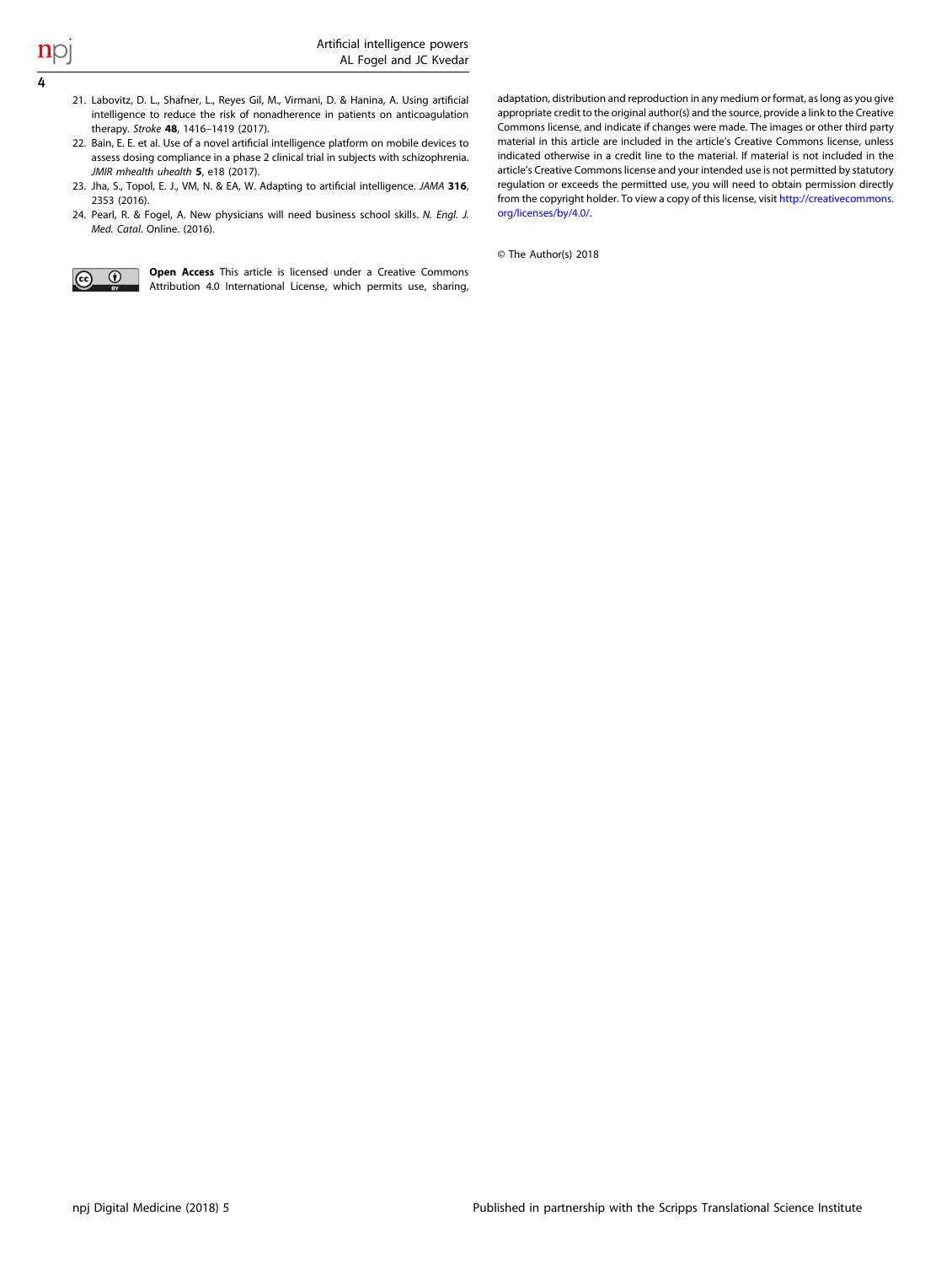21. Labovitz, D. L., Shafner, L., Reyes Gil, M., Virmani, D. & Hanina, A. Using artificial intelligence to reduce the risk of nonadherence in patients on anticoagulation therapy. *Stroke* **48**, 1416–1419 (2017).
22. Bain, E. E. et al. Use of a novel artificial intelligence platform on mobile devices to assess dosing compliance in a phase 2 clinical trial in subjects with schizophrenia. *JMIR mhealth uhealth* **5**, e18 (2017).
23. Jha, S., Topol, E. J., VM, N. & EA, W. Adapting to artificial intelligence. *JAMA* **316**, 2353 (2016).
24. Pearl, R. & Fogel, A. New physicians will need business school skills. *N. Engl. J. Med. Catal*. Online. (2016).

**Open Access** This article is licensed under a Creative Commons Attribution 4.0 International License, which permits use, sharing, adaptation, distribution and reproduction in any medium or format, as long as you give appropriate credit to the original author(s) and the source, provide a link to the Creative Commons license, and indicate if changes were made. The images or other third party material in this article are included in the article's Creative Commons license, unless indicated otherwise in a credit line to the material. If material is not included in the article's Creative Commons license and your intended use is not permitted by statutory regulation or exceeds the permitted use, you will need to obtain permission directly from the copyright holder. To view a copy of this license, visit http://creativecommons.org/licenses/by/4.0/.

© The Author(s) 2018